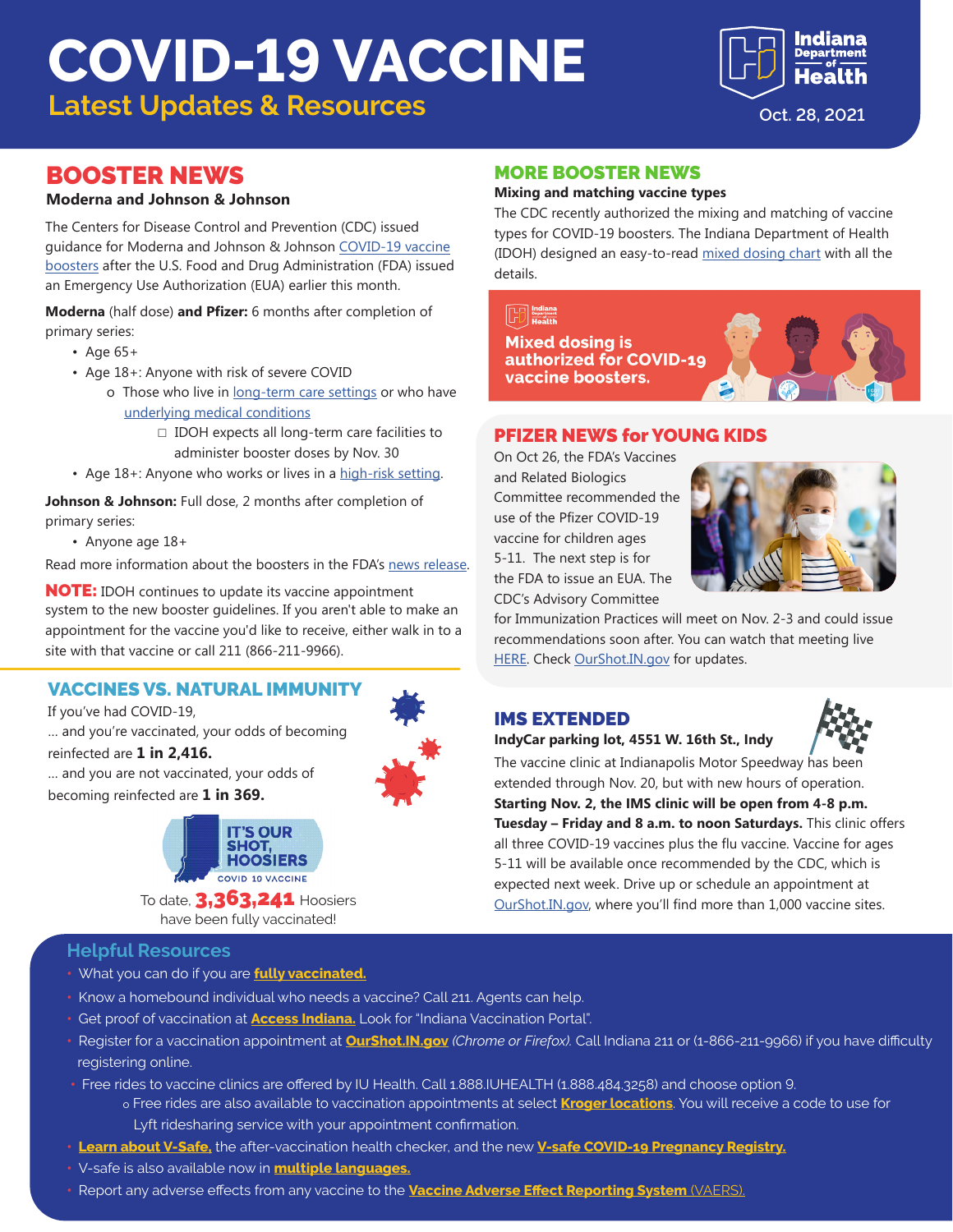# COVID-19 VACCINE

## Latest Updates & Resources

Indiana Department of Health

Oct. 28, 2021

## BOOSTER NEWS

**Moderna and Johnson & Johnson**

The Centers for Disease Control and Prevention (CDC) issued guidance for Moderna and Johnson & Johnson COVID-19 vaccine boosters after the U.S. Food and Drug Administration (FDA) issued an Emergency Use Authorization (EUA) earlier this month.

**Moderna** (half dose) **and Pfizer:** 6 months after completion of primary series:

- Age 65+
- Age 18+: Anyone with risk of severe COVID
  - Those who live in long-term care settings or who have underlying medical conditions
    - IDOH expects all long-term care facilities to administer booster doses by Nov. 30
- Age 18+: Anyone who works or lives in a high-risk setting.

**Johnson & Johnson:** Full dose, 2 months after completion of primary series:

- Anyone age 18+

Read more information about the boosters in the FDA's news release.

**NOTE:** IDOH continues to update its vaccine appointment system to the new booster guidelines. If you aren't able to make an appointment for the vaccine you'd like to receive, either walk in to a site with that vaccine or call 211 (866-211-9966).

## VACCINES VS. NATURAL IMMUNITY

If you've had COVID-19,

... and you're vaccinated, your odds of becoming reinfected are **1 in 2,416.**

... and you are not vaccinated, your odds of becoming reinfected are **1 in 369.**

IT'S OUR SHOT, HOOSIERS — COVID 19 VACCINE

To date, **3,363,241** Hoosiers have been fully vaccinated!

## MORE BOOSTER NEWS

**Mixing and matching vaccine types**

The CDC recently authorized the mixing and matching of vaccine types for COVID-19 boosters. The Indiana Department of Health (IDOH) designed an easy-to-read mixed dosing chart with all the details.

**Mixed dosing is authorized for COVID-19 vaccine boosters.**

## PFIZER NEWS for YOUNG KIDS

On Oct 26, the FDA's Vaccines and Related Biologics Committee recommended the use of the Pfizer COVID-19 vaccine for children ages 5-11. The next step is for the FDA to issue an EUA. The CDC's Advisory Committee for Immunization Practices will meet on Nov. 2-3 and could issue recommendations soon after. You can watch that meeting live HERE. Check OurShot.IN.gov for updates.

## IMS EXTENDED

**IndyCar parking lot, 4551 W. 16th St., Indy**

The vaccine clinic at Indianapolis Motor Speedway has been extended through Nov. 20, but with new hours of operation. **Starting Nov. 2, the IMS clinic will be open from 4-8 p.m. Tuesday – Friday and 8 a.m. to noon Saturdays.** This clinic offers all three COVID-19 vaccines plus the flu vaccine. Vaccine for ages 5-11 will be available once recommended by the CDC, which is expected next week. Drive up or schedule an appointment at OurShot.IN.gov, where you'll find more than 1,000 vaccine sites.

## Helpful Resources

- What you can do if you are **fully vaccinated.**
- Know a homebound individual who needs a vaccine? Call 211. Agents can help.
- Get proof of vaccination at **Access Indiana.** Look for "Indiana Vaccination Portal".
- Register for a vaccination appointment at **OurShot.IN.gov** *(Chrome or Firefox).* Call Indiana 211 or (1-866-211-9966) if you have difficulty registering online.
- Free rides to vaccine clinics are offered by IU Health. Call 1.888.IUHEALTH (1.888.484.3258) and choose option 9.
  - Free rides are also available to vaccination appointments at select **Kroger locations**. You will receive a code to use for Lyft ridesharing service with your appointment confirmation.
- **Learn about V-Safe,** the after-vaccination health checker, and the new **V-safe COVID-19 Pregnancy Registry.**
- V-safe is also available now in **multiple languages.**
- Report any adverse effects from any vaccine to the **Vaccine Adverse Effect Reporting System** (VAERS).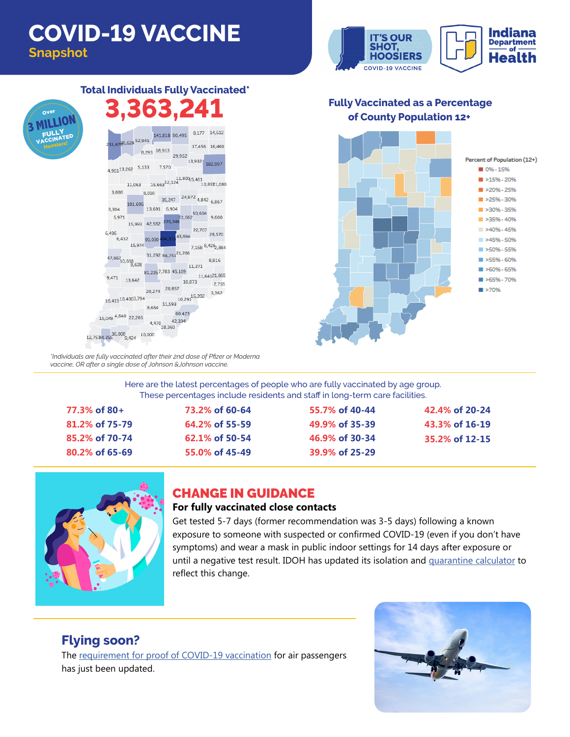# COVID-19 VACCINE
## Snapshot

IT'S OUR SHOT, HOOSIERS
COVID-19 VACCINE

Indiana Department of Health

### Total Individuals Fully Vaccinated*

# 3,363,241

Over 3 MILLION FULLY VACCINATED Hoosiers!

### Fully Vaccinated as a Percentage of County Population 12+

Percent of Population (12+)
0% - 15%
>15% - 20%
>20% - 25%
>25% - 30%
>30% - 35%
>35% - 40%
>40% - 45%
>45% - 50%
>50% - 55%
>55% - 60%
>60% - 65%
>65% - 70%
>70%

*Individuals are fully vaccinated after their 2nd dose of Pfizer or Moderna vaccine, OR after a single dose of Johnson &Johnson vaccine.

Here are the latest percentages of people who are fully vaccinated by age group. These percentages include residents and staff in long-term care facilities.

| | | | |
|---|---|---|---|
| 77.3% of 80+ | 73.2% of 60-64 | 55.7% of 40-44 | 42.4% of 20-24 |
| 81.2% of 75-79 | 64.2% of 55-59 | 49.9% of 35-39 | 43.3% of 16-19 |
| 85.2% of 70-74 | 62.1% of 50-54 | 46.9% of 30-34 | 35.2% of 12-15 |
| 80.2% of 65-69 | 55.0% of 45-49 | 39.9% of 25-29 | |

## CHANGE IN GUIDANCE

**For fully vaccinated close contacts**

Get tested 5-7 days (former recommendation was 3-5 days) following a known exposure to someone with suspected or confirmed COVID-19 (even if you don't have symptoms) and wear a mask in public indoor settings for 14 days after exposure or until a negative test result. IDOH has updated its isolation and quarantine calculator to reflect this change.

## Flying soon?

The requirement for proof of COVID-19 vaccination for air passengers has just been updated.